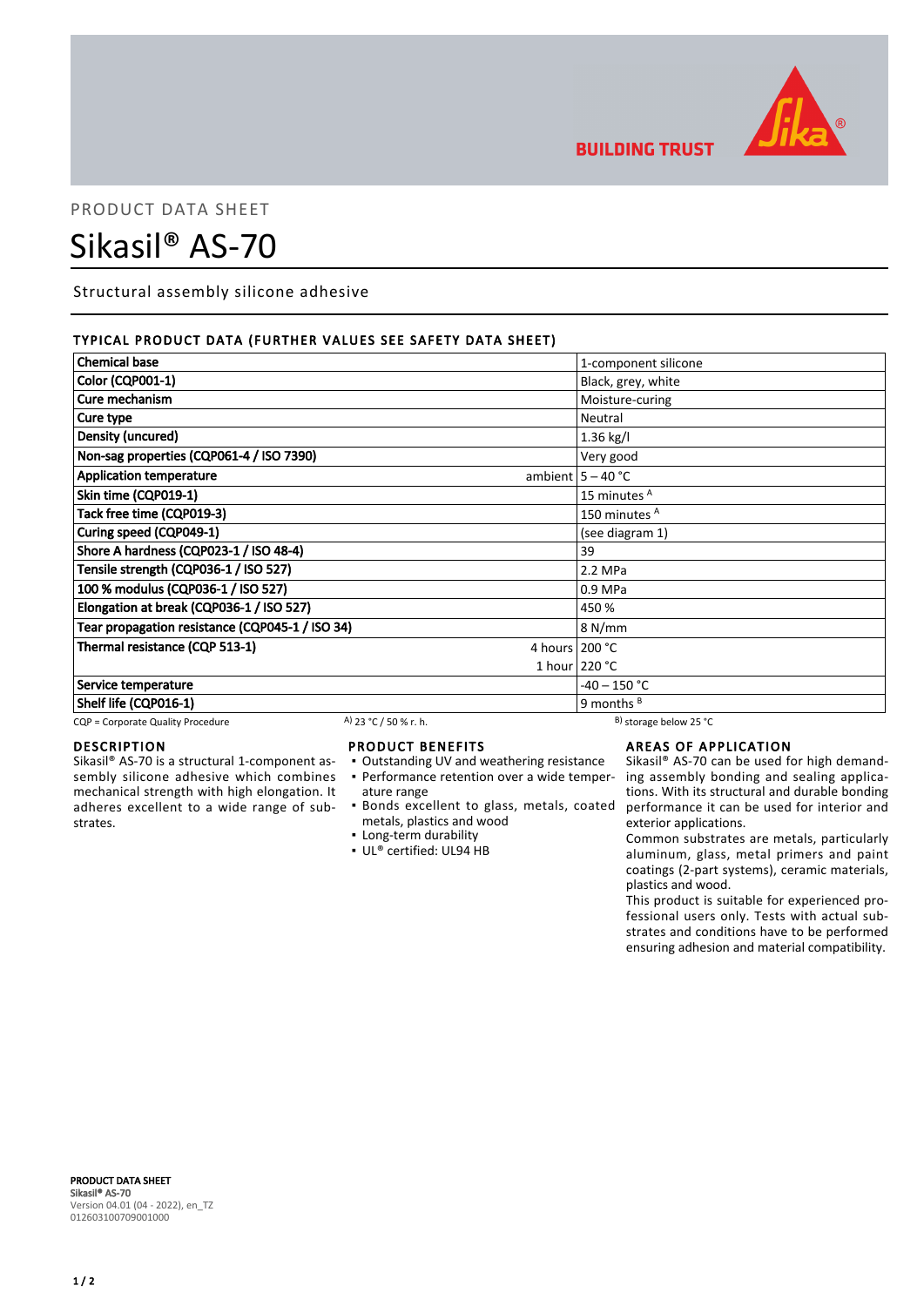BUILDING TRUST

PRODUCT DATA SHEET

# Sikasil® AS-70

Structural assembly silicone adhesive

## TYPICAL PRODUCT DATA (FURTHER VALUES SEE SAFETY DATA SHEET)

| Property | | Value |
|---|---|---|
| Chemical base | | 1-component silicone |
| Color (CQP001-1) | | Black, grey, white |
| Cure mechanism | | Moisture-curing |
| Cure type | | Neutral |
| Density (uncured) | | 1.36 kg/l |
| Non-sag properties (CQP061-4 / ISO 7390) | | Very good |
| Application temperature | ambient | 5 – 40 °C |
| Skin time (CQP019-1) | | 15 minutes [A] |
| Tack free time (CQP019-3) | | 150 minutes [A] |
| Curing speed (CQP049-1) | | (see diagram 1) |
| Shore A hardness (CQP023-1 / ISO 48-4) | | 39 |
| Tensile strength (CQP036-1 / ISO 527) | | 2.2 MPa |
| 100 % modulus (CQP036-1 / ISO 527) | | 0.9 MPa |
| Elongation at break (CQP036-1 / ISO 527) | | 450 % |
| Tear propagation resistance (CQP045-1 / ISO 34) | | 8 N/mm |
| Thermal resistance (CQP 513-1) | 4 hours | 200 °C |
| | 1 hour | 220 °C |
| Service temperature | | -40 – 150 °C |
| Shelf life (CQP016-1) | | 9 months [B] |

CQP = Corporate Quality Procedure
A) 23 °C / 50 % r. h.
B) storage below 25 °C

## DESCRIPTION

Sikasil® AS-70 is a structural 1-component assembly silicone adhesive which combines mechanical strength with high elongation. It adheres excellent to a wide range of substrates.

## PRODUCT BENEFITS

- Outstanding UV and weathering resistance
- Performance retention over a wide temperature range
- Bonds excellent to glass, metals, coated metals, plastics and wood
- Long-term durability
- UL® certified: UL94 HB

## AREAS OF APPLICATION

Sikasil® AS-70 can be used for high demanding assembly bonding and sealing applications. With its structural and durable bonding performance it can be used for interior and exterior applications.

Common substrates are metals, particularly aluminum, glass, metal primers and paint coatings (2-part systems), ceramic materials, plastics and wood.

This product is suitable for experienced professional users only. Tests with actual substrates and conditions have to be performed ensuring adhesion and material compatibility.

**PRODUCT DATA SHEET**
**Sikasil® AS-70**
Version 04.01 (04 - 2022), en_TZ
012603100709001000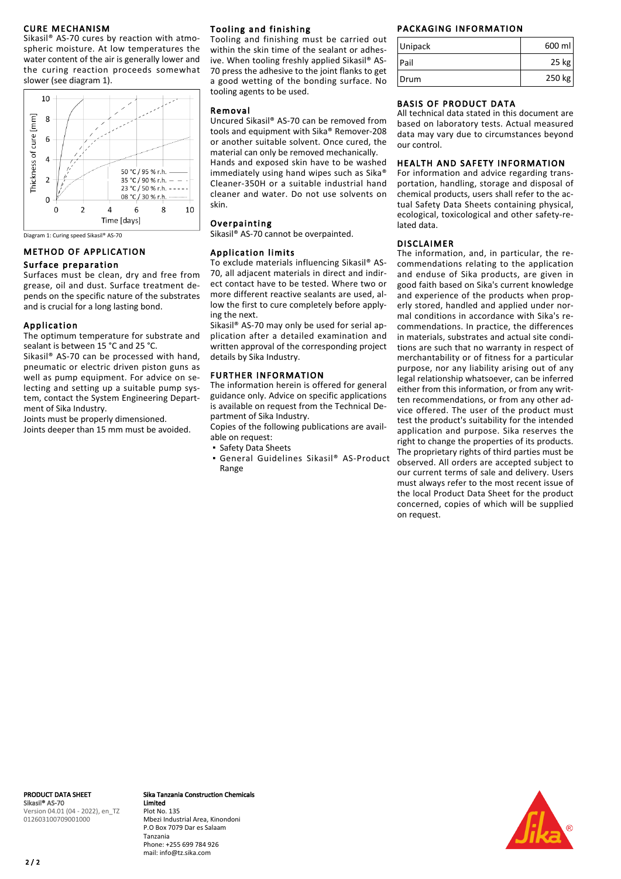## CURE MECHANISM

Sikasil® AS-70 cures by reaction with atmospheric moisture. At low temperatures the water content of the air is generally lower and the curing reaction proceeds somewhat slower (see diagram 1).

Thickness of cure [mm]
10
8
6
4
2
0
0 2 4 6 8 10
Time [days]
50 °C / 95 % r.h.
35 °C / 90 % r.h.
23 °C / 50 % r.h.
08 °C / 30 % r.h.

Diagram 1: Curing speed Sikasil® AS-70

## METHOD OF APPLICATION

### Surface preparation

Surfaces must be clean, dry and free from grease, oil and dust. Surface treatment depends on the specific nature of the substrates and is crucial for a long lasting bond.

### Application

The optimum temperature for substrate and sealant is between 15 °C and 25 °C.

Sikasil® AS-70 can be processed with hand, pneumatic or electric driven piston guns as well as pump equipment. For advice on selecting and setting up a suitable pump system, contact the System Engineering Department of Sika Industry.

Joints must be properly dimensioned.

Joints deeper than 15 mm must be avoided.

### Tooling and finishing

Tooling and finishing must be carried out within the skin time of the sealant or adhesive. When tooling freshly applied Sikasil® AS-70 press the adhesive to the joint flanks to get a good wetting of the bonding surface. No tooling agents to be used.

### Removal

Uncured Sikasil® AS-70 can be removed from tools and equipment with Sika® Remover-208 or another suitable solvent. Once cured, the material can only be removed mechanically.

Hands and exposed skin have to be washed immediately using hand wipes such as Sika® Cleaner-350H or a suitable industrial hand cleaner and water. Do not use solvents on skin.

### Overpainting

Sikasil® AS-70 cannot be overpainted.

### Application limits

To exclude materials influencing Sikasil® AS-70, all adjacent materials in direct and indirect contact have to be tested. Where two or more different reactive sealants are used, allow the first to cure completely before applying the next.

Sikasil® AS-70 may only be used for serial application after a detailed examination and written approval of the corresponding project details by Sika Industry.

## FURTHER INFORMATION

The information herein is offered for general guidance only. Advice on specific applications is available on request from the Technical Department of Sika Industry.

Copies of the following publications are available on request:

- Safety Data Sheets
- General Guidelines Sikasil® AS-Product Range

## PACKAGING INFORMATION

| | |
|---|---|
| Unipack | 600 ml |
| Pail | 25 kg |
| Drum | 250 kg |

## BASIS OF PRODUCT DATA

All technical data stated in this document are based on laboratory tests. Actual measured data may vary due to circumstances beyond our control.

## HEALTH AND SAFETY INFORMATION

For information and advice regarding transportation, handling, storage and disposal of chemical products, users shall refer to the actual Safety Data Sheets containing physical, ecological, toxicological and other safety-related data.

## DISCLAIMER

The information, and, in particular, the recommendations relating to the application and enduse of Sika products, are given in good faith based on Sika's current knowledge and experience of the products when properly stored, handled and applied under normal conditions in accordance with Sika's recommendations. In practice, the differences in materials, substrates and actual site conditions are such that no warranty in respect of merchantability or of fitness for a particular purpose, nor any liability arising out of any legal relationship whatsoever, can be inferred either from this information, or from any written recommendations, or from any other advice offered. The user of the product must test the product's suitability for the intended application and purpose. Sika reserves the right to change the properties of its products. The proprietary rights of third parties must be observed. All orders are accepted subject to our current terms of sale and delivery. Users must always refer to the most recent issue of the local Product Data Sheet for the product concerned, copies of which will be supplied on request.

**PRODUCT DATA SHEET**
**Sikasil® AS-70**
Version 04.01 (04 - 2022), en_TZ
012603100709001000

**Sika Tanzania Construction Chemicals Limited**
Plot No. 135
Mbezi Industrial Area, Kinondoni
P.O Box 7079 Dar es Salaam
Tanzania
Phone: +255 699 784 926
mail: info@tz.sika.com